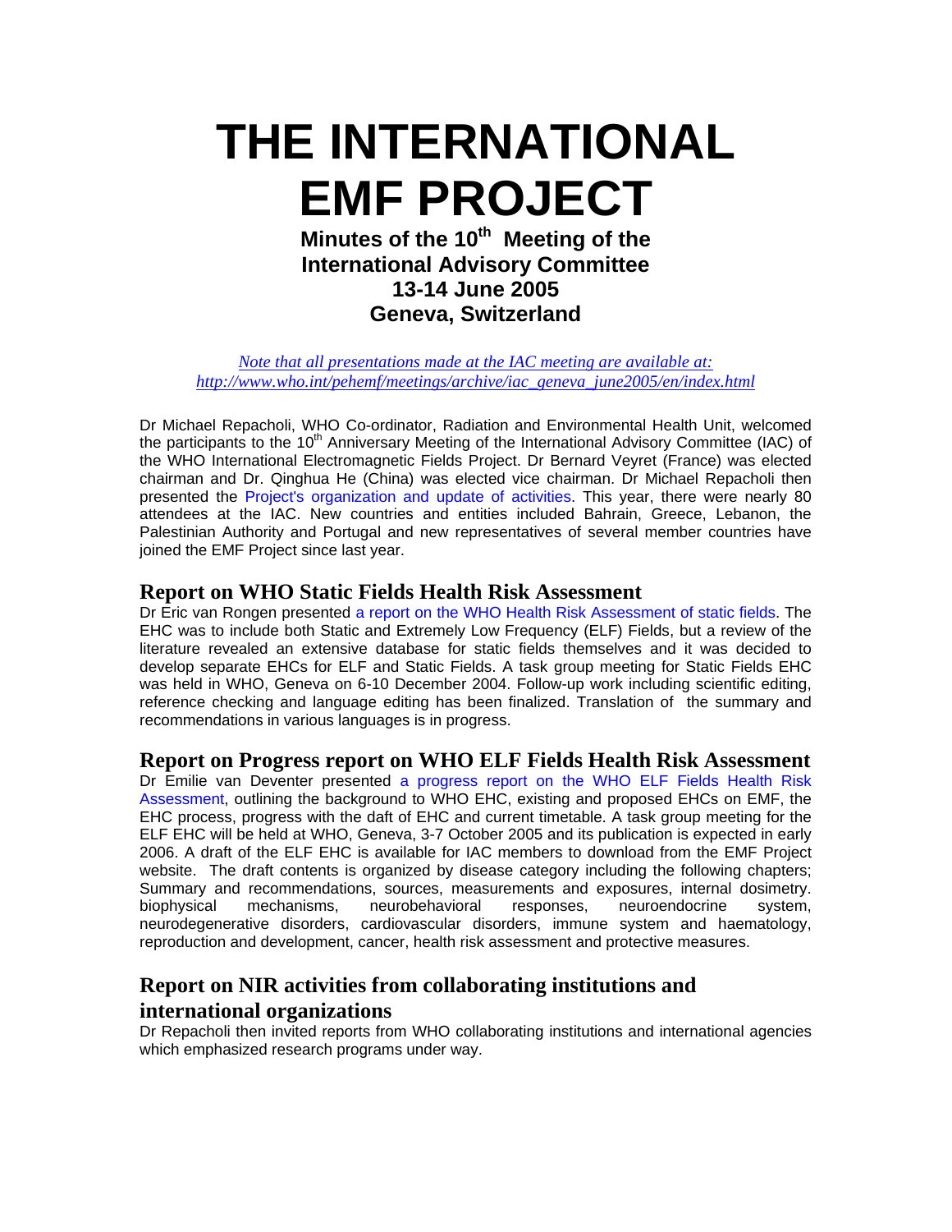# THE INTERNATIONAL EMF PROJECT

**Minutes of the 10th Meeting of the International Advisory Committee**
**13-14 June 2005**
**Geneva, Switzerland**

*Note that all presentations made at the IAC meeting are available at: http://www.who.int/pehemf/meetings/archive/iac_geneva_june2005/en/index.html*

Dr Michael Repacholi, WHO Co-ordinator, Radiation and Environmental Health Unit, welcomed the participants to the 10th Anniversary Meeting of the International Advisory Committee (IAC) of the WHO International Electromagnetic Fields Project. Dr Bernard Veyret (France) was elected chairman and Dr. Qinghua He (China) was elected vice chairman. Dr Michael Repacholi then presented the Project's organization and update of activities. This year, there were nearly 80 attendees at the IAC. New countries and entities included Bahrain, Greece, Lebanon, the Palestinian Authority and Portugal and new representatives of several member countries have joined the EMF Project since last year.

## Report on WHO Static Fields Health Risk Assessment

Dr Eric van Rongen presented a report on the WHO Health Risk Assessment of static fields. The EHC was to include both Static and Extremely Low Frequency (ELF) Fields, but a review of the literature revealed an extensive database for static fields themselves and it was decided to develop separate EHCs for ELF and Static Fields. A task group meeting for Static Fields EHC was held in WHO, Geneva on 6-10 December 2004. Follow-up work including scientific editing, reference checking and language editing has been finalized. Translation of the summary and recommendations in various languages is in progress.

## Report on Progress report on WHO ELF Fields Health Risk Assessment

Dr Emilie van Deventer presented a progress report on the WHO ELF Fields Health Risk Assessment, outlining the background to WHO EHC, existing and proposed EHCs on EMF, the EHC process, progress with the daft of EHC and current timetable. A task group meeting for the ELF EHC will be held at WHO, Geneva, 3-7 October 2005 and its publication is expected in early 2006. A draft of the ELF EHC is available for IAC members to download from the EMF Project website. The draft contents is organized by disease category including the following chapters; Summary and recommendations, sources, measurements and exposures, internal dosimetry. biophysical mechanisms, neurobehavioral responses, neuroendocrine system, neurodegenerative disorders, cardiovascular disorders, immune system and haematology, reproduction and development, cancer, health risk assessment and protective measures.

## Report on NIR activities from collaborating institutions and international organizations

Dr Repacholi then invited reports from WHO collaborating institutions and international agencies which emphasized research programs under way.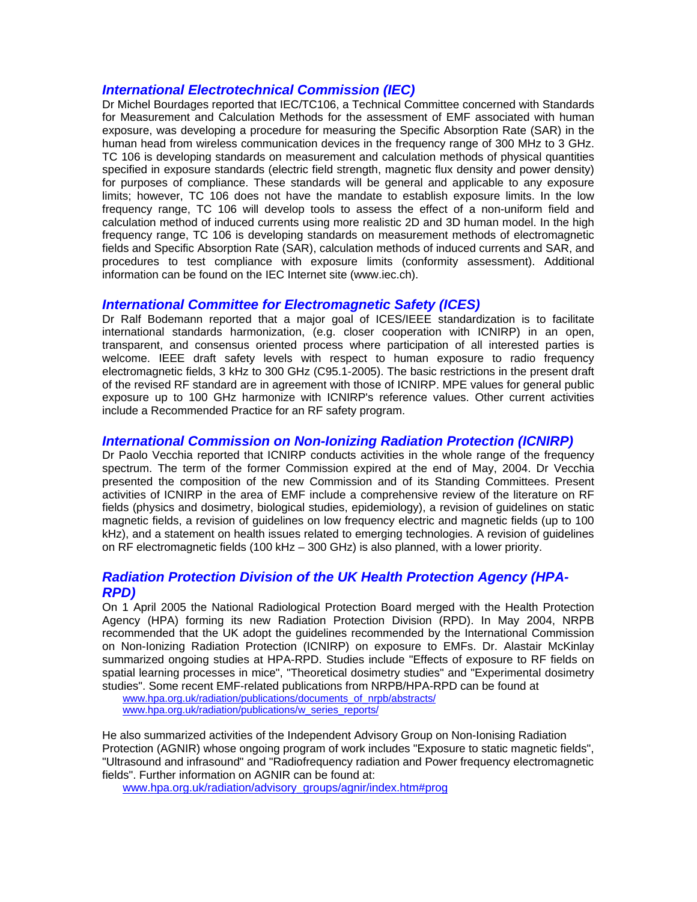### International Electrotechnical Commission (IEC)

Dr Michel Bourdages reported that IEC/TC106, a Technical Committee concerned with Standards for Measurement and Calculation Methods for the assessment of EMF associated with human exposure, was developing a procedure for measuring the Specific Absorption Rate (SAR) in the human head from wireless communication devices in the frequency range of 300 MHz to 3 GHz. TC 106 is developing standards on measurement and calculation methods of physical quantities specified in exposure standards (electric field strength, magnetic flux density and power density) for purposes of compliance. These standards will be general and applicable to any exposure limits; however, TC 106 does not have the mandate to establish exposure limits. In the low frequency range, TC 106 will develop tools to assess the effect of a non-uniform field and calculation method of induced currents using more realistic 2D and 3D human model. In the high frequency range, TC 106 is developing standards on measurement methods of electromagnetic fields and Specific Absorption Rate (SAR), calculation methods of induced currents and SAR, and procedures to test compliance with exposure limits (conformity assessment). Additional information can be found on the IEC Internet site (www.iec.ch).

### International Committee for Electromagnetic Safety (ICES)

Dr Ralf Bodemann reported that a major goal of ICES/IEEE standardization is to facilitate international standards harmonization, (e.g. closer cooperation with ICNIRP) in an open, transparent, and consensus oriented process where participation of all interested parties is welcome. IEEE draft safety levels with respect to human exposure to radio frequency electromagnetic fields, 3 kHz to 300 GHz (C95.1-2005). The basic restrictions in the present draft of the revised RF standard are in agreement with those of ICNIRP. MPE values for general public exposure up to 100 GHz harmonize with ICNIRP's reference values. Other current activities include a Recommended Practice for an RF safety program.

### International Commission on Non-Ionizing Radiation Protection (ICNIRP)

Dr Paolo Vecchia reported that ICNIRP conducts activities in the whole range of the frequency spectrum. The term of the former Commission expired at the end of May, 2004. Dr Vecchia presented the composition of the new Commission and of its Standing Committees. Present activities of ICNIRP in the area of EMF include a comprehensive review of the literature on RF fields (physics and dosimetry, biological studies, epidemiology), a revision of guidelines on static magnetic fields, a revision of guidelines on low frequency electric and magnetic fields (up to 100 kHz), and a statement on health issues related to emerging technologies. A revision of guidelines on RF electromagnetic fields (100 kHz – 300 GHz) is also planned, with a lower priority.

### Radiation Protection Division of the UK Health Protection Agency (HPA-RPD)

On 1 April 2005 the National Radiological Protection Board merged with the Health Protection Agency (HPA) forming its new Radiation Protection Division (RPD). In May 2004, NRPB recommended that the UK adopt the guidelines recommended by the International Commission on Non-Ionizing Radiation Protection (ICNIRP) on exposure to EMFs. Dr. Alastair McKinlay summarized ongoing studies at HPA-RPD. Studies include "Effects of exposure to RF fields on spatial learning processes in mice", "Theoretical dosimetry studies" and "Experimental dosimetry studies". Some recent EMF-related publications from NRPB/HPA-RPD can be found at

www.hpa.org.uk/radiation/publications/documents_of_nrpb/abstracts/
www.hpa.org.uk/radiation/publications/w_series_reports/

He also summarized activities of the Independent Advisory Group on Non-Ionising Radiation Protection (AGNIR) whose ongoing program of work includes "Exposure to static magnetic fields", "Ultrasound and infrasound" and "Radiofrequency radiation and Power frequency electromagnetic fields". Further information on AGNIR can be found at:

www.hpa.org.uk/radiation/advisory_groups/agnir/index.htm#prog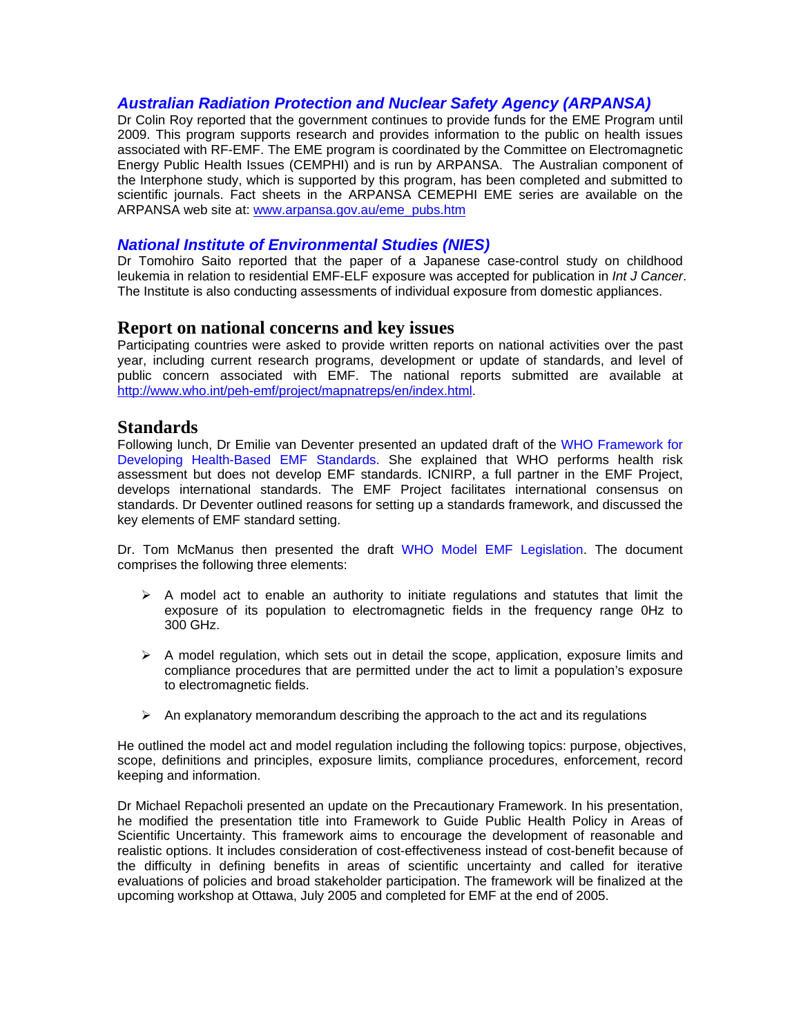### *Australian Radiation Protection and Nuclear Safety Agency (ARPANSA)*

Dr Colin Roy reported that the government continues to provide funds for the EME Program until 2009. This program supports research and provides information to the public on health issues associated with RF-EMF. The EME program is coordinated by the Committee on Electromagnetic Energy Public Health Issues (CEMPHI) and is run by ARPANSA. The Australian component of the Interphone study, which is supported by this program, has been completed and submitted to scientific journals. Fact sheets in the ARPANSA CEMEPHI EME series are available on the ARPANSA web site at: www.arpansa.gov.au/eme_pubs.htm

### *National Institute of Environmental Studies (NIES)*

Dr Tomohiro Saito reported that the paper of a Japanese case-control study on childhood leukemia in relation to residential EMF-ELF exposure was accepted for publication in *Int J Cancer*. The Institute is also conducting assessments of individual exposure from domestic appliances.

## Report on national concerns and key issues

Participating countries were asked to provide written reports on national activities over the past year, including current research programs, development or update of standards, and level of public concern associated with EMF. The national reports submitted are available at http://www.who.int/peh-emf/project/mapnatreps/en/index.html.

## Standards

Following lunch, Dr Emilie van Deventer presented an updated draft of the WHO Framework for Developing Health-Based EMF Standards. She explained that WHO performs health risk assessment but does not develop EMF standards. ICNIRP, a full partner in the EMF Project, develops international standards. The EMF Project facilitates international consensus on standards. Dr Deventer outlined reasons for setting up a standards framework, and discussed the key elements of EMF standard setting.

Dr. Tom McManus then presented the draft WHO Model EMF Legislation. The document comprises the following three elements:

- A model act to enable an authority to initiate regulations and statutes that limit the exposure of its population to electromagnetic fields in the frequency range 0Hz to 300 GHz.
- A model regulation, which sets out in detail the scope, application, exposure limits and compliance procedures that are permitted under the act to limit a population's exposure to electromagnetic fields.
- An explanatory memorandum describing the approach to the act and its regulations

He outlined the model act and model regulation including the following topics: purpose, objectives, scope, definitions and principles, exposure limits, compliance procedures, enforcement, record keeping and information.

Dr Michael Repacholi presented an update on the Precautionary Framework. In his presentation, he modified the presentation title into Framework to Guide Public Health Policy in Areas of Scientific Uncertainty. This framework aims to encourage the development of reasonable and realistic options. It includes consideration of cost-effectiveness instead of cost-benefit because of the difficulty in defining benefits in areas of scientific uncertainty and called for iterative evaluations of policies and broad stakeholder participation. The framework will be finalized at the upcoming workshop at Ottawa, July 2005 and completed for EMF at the end of 2005.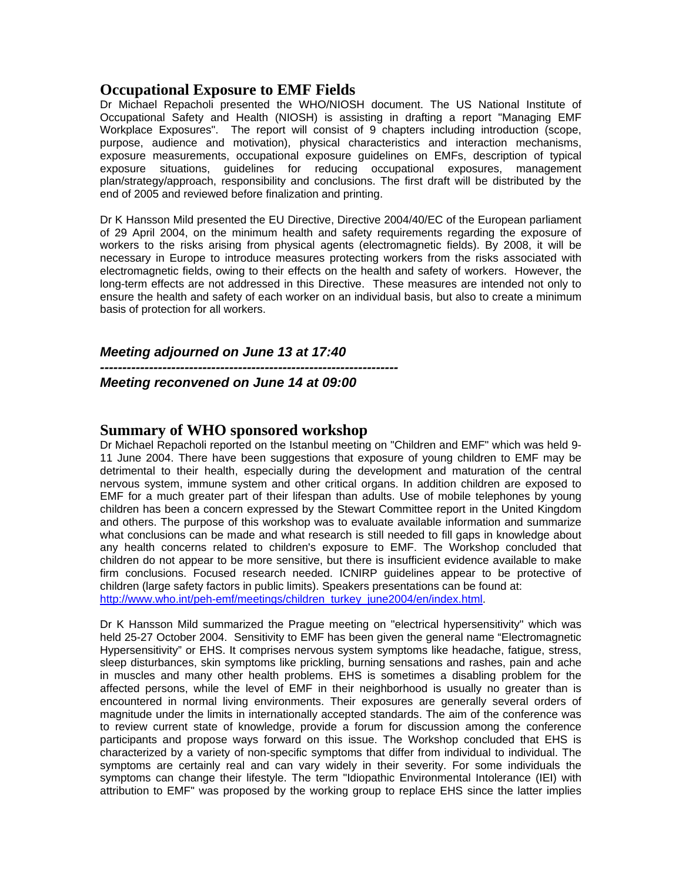## Occupational Exposure to EMF Fields

Dr Michael Repacholi presented the WHO/NIOSH document. The US National Institute of Occupational Safety and Health (NIOSH) is assisting in drafting a report "Managing EMF Workplace Exposures". The report will consist of 9 chapters including introduction (scope, purpose, audience and motivation), physical characteristics and interaction mechanisms, exposure measurements, occupational exposure guidelines on EMFs, description of typical exposure situations, guidelines for reducing occupational exposures, management plan/strategy/approach, responsibility and conclusions. The first draft will be distributed by the end of 2005 and reviewed before finalization and printing.

Dr K Hansson Mild presented the EU Directive, Directive 2004/40/EC of the European parliament of 29 April 2004, on the minimum health and safety requirements regarding the exposure of workers to the risks arising from physical agents (electromagnetic fields). By 2008, it will be necessary in Europe to introduce measures protecting workers from the risks associated with electromagnetic fields, owing to their effects on the health and safety of workers. However, the long-term effects are not addressed in this Directive. These measures are intended not only to ensure the health and safety of each worker on an individual basis, but also to create a minimum basis of protection for all workers.

***Meeting adjourned on June 13 at 17:40***

***----------------------------------------------------------------***

***Meeting reconvened on June 14 at 09:00***

## Summary of WHO sponsored workshop

Dr Michael Repacholi reported on the Istanbul meeting on "Children and EMF" which was held 9-11 June 2004. There have been suggestions that exposure of young children to EMF may be detrimental to their health, especially during the development and maturation of the central nervous system, immune system and other critical organs. In addition children are exposed to EMF for a much greater part of their lifespan than adults. Use of mobile telephones by young children has been a concern expressed by the Stewart Committee report in the United Kingdom and others. The purpose of this workshop was to evaluate available information and summarize what conclusions can be made and what research is still needed to fill gaps in knowledge about any health concerns related to children's exposure to EMF. The Workshop concluded that children do not appear to be more sensitive, but there is insufficient evidence available to make firm conclusions. Focused research needed. ICNIRP guidelines appear to be protective of children (large safety factors in public limits). Speakers presentations can be found at: http://www.who.int/peh-emf/meetings/children_turkey_june2004/en/index.html.

Dr K Hansson Mild summarized the Prague meeting on "electrical hypersensitivity" which was held 25-27 October 2004. Sensitivity to EMF has been given the general name "Electromagnetic Hypersensitivity" or EHS. It comprises nervous system symptoms like headache, fatigue, stress, sleep disturbances, skin symptoms like prickling, burning sensations and rashes, pain and ache in muscles and many other health problems. EHS is sometimes a disabling problem for the affected persons, while the level of EMF in their neighborhood is usually no greater than is encountered in normal living environments. Their exposures are generally several orders of magnitude under the limits in internationally accepted standards. The aim of the conference was to review current state of knowledge, provide a forum for discussion among the conference participants and propose ways forward on this issue. The Workshop concluded that EHS is characterized by a variety of non-specific symptoms that differ from individual to individual. The symptoms are certainly real and can vary widely in their severity. For some individuals the symptoms can change their lifestyle. The term "Idiopathic Environmental Intolerance (IEI) with attribution to EMF" was proposed by the working group to replace EHS since the latter implies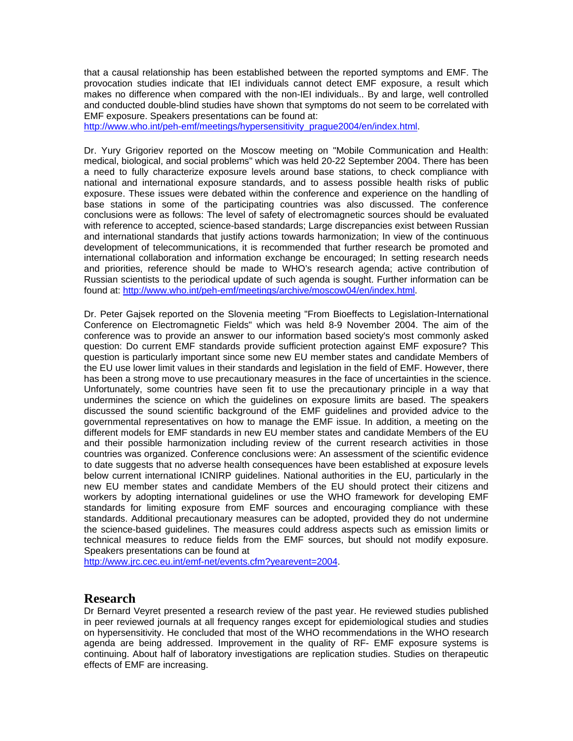that a causal relationship has been established between the reported symptoms and EMF. The provocation studies indicate that IEI individuals cannot detect EMF exposure, a result which makes no difference when compared with the non-IEI individuals.. By and large, well controlled and conducted double-blind studies have shown that symptoms do not seem to be correlated with EMF exposure. Speakers presentations can be found at: http://www.who.int/peh-emf/meetings/hypersensitivity_prague2004/en/index.html.

Dr. Yury Grigoriev reported on the Moscow meeting on "Mobile Communication and Health: medical, biological, and social problems" which was held 20-22 September 2004. There has been a need to fully characterize exposure levels around base stations, to check compliance with national and international exposure standards, and to assess possible health risks of public exposure. These issues were debated within the conference and experience on the handling of base stations in some of the participating countries was also discussed. The conference conclusions were as follows: The level of safety of electromagnetic sources should be evaluated with reference to accepted, science-based standards; Large discrepancies exist between Russian and international standards that justify actions towards harmonization; In view of the continuous development of telecommunications, it is recommended that further research be promoted and international collaboration and information exchange be encouraged; In setting research needs and priorities, reference should be made to WHO's research agenda; active contribution of Russian scientists to the periodical update of such agenda is sought. Further information can be found at: http://www.who.int/peh-emf/meetings/archive/moscow04/en/index.html.

Dr. Peter Gajsek reported on the Slovenia meeting "From Bioeffects to Legislation-International Conference on Electromagnetic Fields" which was held 8-9 November 2004. The aim of the conference was to provide an answer to our information based society's most commonly asked question: Do current EMF standards provide sufficient protection against EMF exposure? This question is particularly important since some new EU member states and candidate Members of the EU use lower limit values in their standards and legislation in the field of EMF. However, there has been a strong move to use precautionary measures in the face of uncertainties in the science. Unfortunately, some countries have seen fit to use the precautionary principle in a way that undermines the science on which the guidelines on exposure limits are based. The speakers discussed the sound scientific background of the EMF guidelines and provided advice to the governmental representatives on how to manage the EMF issue. In addition, a meeting on the different models for EMF standards in new EU member states and candidate Members of the EU and their possible harmonization including review of the current research activities in those countries was organized. Conference conclusions were: An assessment of the scientific evidence to date suggests that no adverse health consequences have been established at exposure levels below current international ICNIRP guidelines. National authorities in the EU, particularly in the new EU member states and candidate Members of the EU should protect their citizens and workers by adopting international guidelines or use the WHO framework for developing EMF standards for limiting exposure from EMF sources and encouraging compliance with these standards. Additional precautionary measures can be adopted, provided they do not undermine the science-based guidelines. The measures could address aspects such as emission limits or technical measures to reduce fields from the EMF sources, but should not modify exposure. Speakers presentations can be found at http://www.jrc.cec.eu.int/emf-net/events.cfm?yearevent=2004.

## Research

Dr Bernard Veyret presented a research review of the past year. He reviewed studies published in peer reviewed journals at all frequency ranges except for epidemiological studies and studies on hypersensitivity. He concluded that most of the WHO recommendations in the WHO research agenda are being addressed. Improvement in the quality of RF- EMF exposure systems is continuing. About half of laboratory investigations are replication studies. Studies on therapeutic effects of EMF are increasing.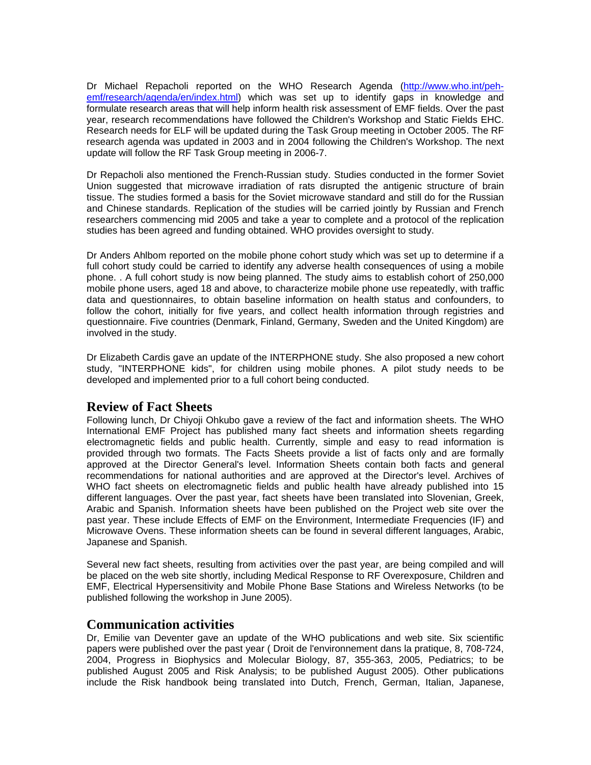Dr Michael Repacholi reported on the WHO Research Agenda (http://www.who.int/peh-emf/research/agenda/en/index.html) which was set up to identify gaps in knowledge and formulate research areas that will help inform health risk assessment of EMF fields. Over the past year, research recommendations have followed the Children's Workshop and Static Fields EHC. Research needs for ELF will be updated during the Task Group meeting in October 2005. The RF research agenda was updated in 2003 and in 2004 following the Children's Workshop. The next update will follow the RF Task Group meeting in 2006-7.

Dr Repacholi also mentioned the French-Russian study. Studies conducted in the former Soviet Union suggested that microwave irradiation of rats disrupted the antigenic structure of brain tissue. The studies formed a basis for the Soviet microwave standard and still do for the Russian and Chinese standards. Replication of the studies will be carried jointly by Russian and French researchers commencing mid 2005 and take a year to complete and a protocol of the replication studies has been agreed and funding obtained. WHO provides oversight to study.

Dr Anders Ahlbom reported on the mobile phone cohort study which was set up to determine if a full cohort study could be carried to identify any adverse health consequences of using a mobile phone. . A full cohort study is now being planned. The study aims to establish cohort of 250,000 mobile phone users, aged 18 and above, to characterize mobile phone use repeatedly, with traffic data and questionnaires, to obtain baseline information on health status and confounders, to follow the cohort, initially for five years, and collect health information through registries and questionnaire. Five countries (Denmark, Finland, Germany, Sweden and the United Kingdom) are involved in the study.

Dr Elizabeth Cardis gave an update of the INTERPHONE study. She also proposed a new cohort study, "INTERPHONE kids", for children using mobile phones. A pilot study needs to be developed and implemented prior to a full cohort being conducted.

## Review of Fact Sheets

Following lunch, Dr Chiyoji Ohkubo gave a review of the fact and information sheets. The WHO International EMF Project has published many fact sheets and information sheets regarding electromagnetic fields and public health. Currently, simple and easy to read information is provided through two formats. The Facts Sheets provide a list of facts only and are formally approved at the Director General's level. Information Sheets contain both facts and general recommendations for national authorities and are approved at the Director's level. Archives of WHO fact sheets on electromagnetic fields and public health have already published into 15 different languages. Over the past year, fact sheets have been translated into Slovenian, Greek, Arabic and Spanish. Information sheets have been published on the Project web site over the past year. These include Effects of EMF on the Environment, Intermediate Frequencies (IF) and Microwave Ovens. These information sheets can be found in several different languages, Arabic, Japanese and Spanish.

Several new fact sheets, resulting from activities over the past year, are being compiled and will be placed on the web site shortly, including Medical Response to RF Overexposure, Children and EMF, Electrical Hypersensitivity and Mobile Phone Base Stations and Wireless Networks (to be published following the workshop in June 2005).

## Communication activities

Dr, Emilie van Deventer gave an update of the WHO publications and web site. Six scientific papers were published over the past year ( Droit de l'environnement dans la pratique, 8, 708-724, 2004, Progress in Biophysics and Molecular Biology, 87, 355-363, 2005, Pediatrics; to be published August 2005 and Risk Analysis; to be published August 2005). Other publications include the Risk handbook being translated into Dutch, French, German, Italian, Japanese,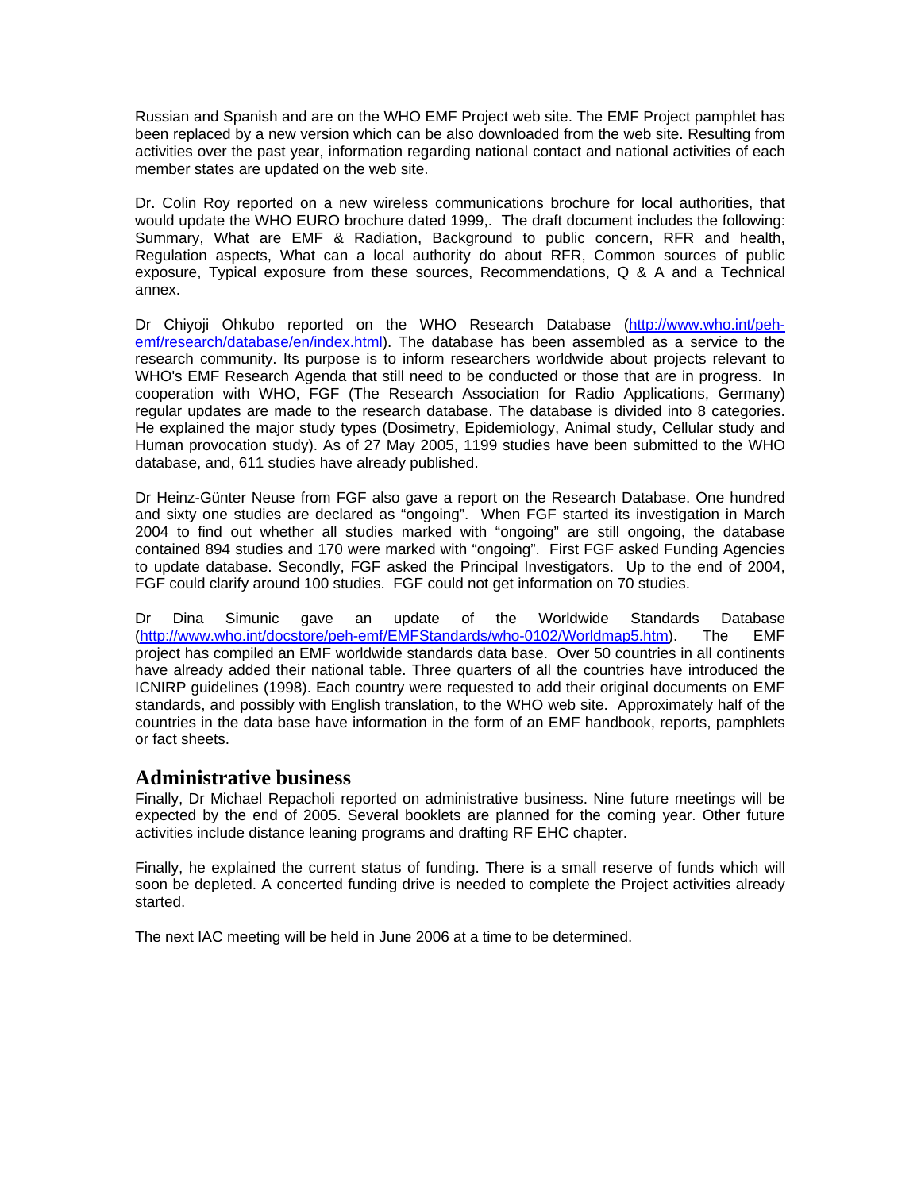Russian and Spanish and are on the WHO EMF Project web site. The EMF Project pamphlet has been replaced by a new version which can be also downloaded from the web site. Resulting from activities over the past year, information regarding national contact and national activities of each member states are updated on the web site.

Dr. Colin Roy reported on a new wireless communications brochure for local authorities, that would update the WHO EURO brochure dated 1999,. The draft document includes the following: Summary, What are EMF & Radiation, Background to public concern, RFR and health, Regulation aspects, What can a local authority do about RFR, Common sources of public exposure, Typical exposure from these sources, Recommendations, Q & A and a Technical annex.

Dr Chiyoji Ohkubo reported on the WHO Research Database (http://www.who.int/peh-emf/research/database/en/index.html). The database has been assembled as a service to the research community. Its purpose is to inform researchers worldwide about projects relevant to WHO's EMF Research Agenda that still need to be conducted or those that are in progress. In cooperation with WHO, FGF (The Research Association for Radio Applications, Germany) regular updates are made to the research database. The database is divided into 8 categories. He explained the major study types (Dosimetry, Epidemiology, Animal study, Cellular study and Human provocation study). As of 27 May 2005, 1199 studies have been submitted to the WHO database, and, 611 studies have already published.

Dr Heinz-Günter Neuse from FGF also gave a report on the Research Database. One hundred and sixty one studies are declared as “ongoing”. When FGF started its investigation in March 2004 to find out whether all studies marked with “ongoing” are still ongoing, the database contained 894 studies and 170 were marked with “ongoing”. First FGF asked Funding Agencies to update database. Secondly, FGF asked the Principal Investigators. Up to the end of 2004, FGF could clarify around 100 studies. FGF could not get information on 70 studies.

Dr Dina Simunic gave an update of the Worldwide Standards Database (http://www.who.int/docstore/peh-emf/EMFStandards/who-0102/Worldmap5.htm). The EMF project has compiled an EMF worldwide standards data base. Over 50 countries in all continents have already added their national table. Three quarters of all the countries have introduced the ICNIRP guidelines (1998). Each country were requested to add their original documents on EMF standards, and possibly with English translation, to the WHO web site. Approximately half of the countries in the data base have information in the form of an EMF handbook, reports, pamphlets or fact sheets.

## Administrative business

Finally, Dr Michael Repacholi reported on administrative business. Nine future meetings will be expected by the end of 2005. Several booklets are planned for the coming year. Other future activities include distance leaning programs and drafting RF EHC chapter.

Finally, he explained the current status of funding. There is a small reserve of funds which will soon be depleted. A concerted funding drive is needed to complete the Project activities already started.

The next IAC meeting will be held in June 2006 at a time to be determined.